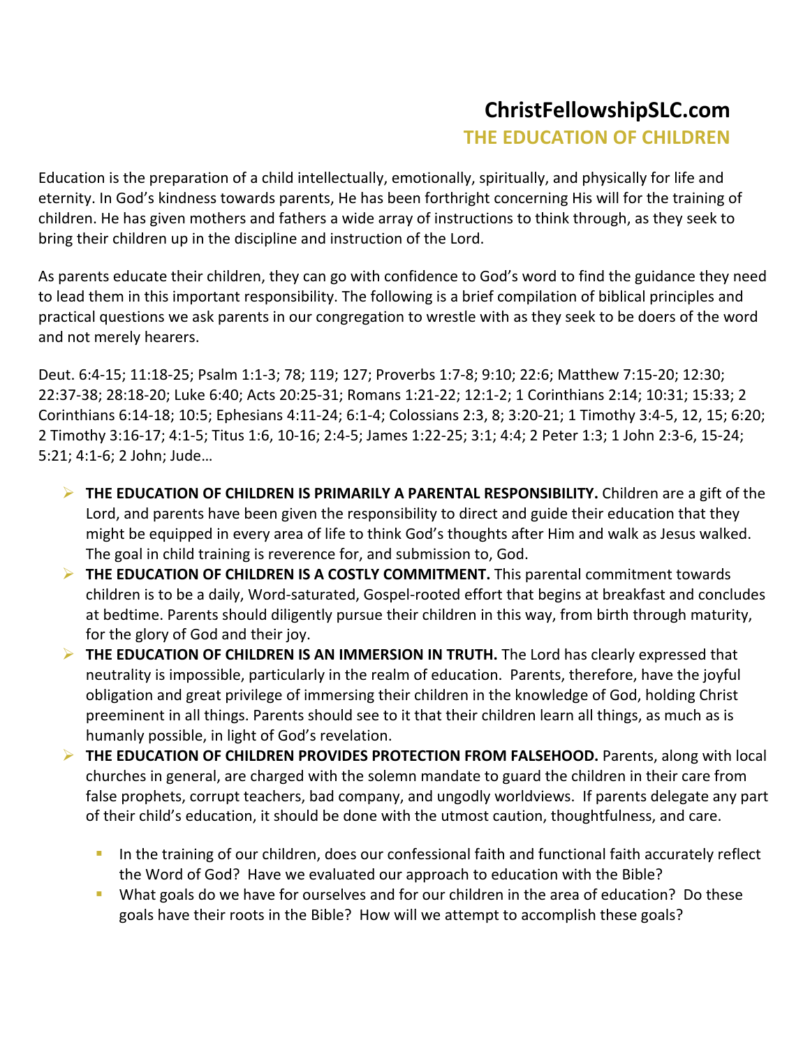# ChristFellowshipSLC.com

## THE EDUCATION OF CHILDREN

Education is the preparation of a child intellectually, emotionally, spiritually, and physically for life and eternity. In God's kindness towards parents, He has been forthright concerning His will for the training of children. He has given mothers and fathers a wide array of instructions to think through, as they seek to bring their children up in the discipline and instruction of the Lord.

As parents educate their children, they can go with confidence to God's word to find the guidance they need to lead them in this important responsibility. The following is a brief compilation of biblical principles and practical questions we ask parents in our congregation to wrestle with as they seek to be doers of the word and not merely hearers.

Deut. 6:4-15; 11:18-25; Psalm 1:1-3; 78; 119; 127; Proverbs 1:7-8; 9:10; 22:6; Matthew 7:15-20; 12:30; 22:37-38; 28:18-20; Luke 6:40; Acts 20:25-31; Romans 1:21-22; 12:1-2; 1 Corinthians 2:14; 10:31; 15:33; 2 Corinthians 6:14-18; 10:5; Ephesians 4:11-24; 6:1-4; Colossians 2:3, 8; 3:20-21; 1 Timothy 3:4-5, 12, 15; 6:20; 2 Timothy 3:16-17; 4:1-5; Titus 1:6, 10-16; 2:4-5; James 1:22-25; 3:1; 4:4; 2 Peter 1:3; 1 John 2:3-6, 15-24; 5:21; 4:1-6; 2 John; Jude…

- **THE EDUCATION OF CHILDREN IS PRIMARILY A PARENTAL RESPONSIBILITY.** Children are a gift of the Lord, and parents have been given the responsibility to direct and guide their education that they might be equipped in every area of life to think God's thoughts after Him and walk as Jesus walked. The goal in child training is reverence for, and submission to, God.
- **THE EDUCATION OF CHILDREN IS A COSTLY COMMITMENT.** This parental commitment towards children is to be a daily, Word-saturated, Gospel-rooted effort that begins at breakfast and concludes at bedtime. Parents should diligently pursue their children in this way, from birth through maturity, for the glory of God and their joy.
- **THE EDUCATION OF CHILDREN IS AN IMMERSION IN TRUTH.** The Lord has clearly expressed that neutrality is impossible, particularly in the realm of education. Parents, therefore, have the joyful obligation and great privilege of immersing their children in the knowledge of God, holding Christ preeminent in all things. Parents should see to it that their children learn all things, as much as is humanly possible, in light of God's revelation.
- **THE EDUCATION OF CHILDREN PROVIDES PROTECTION FROM FALSEHOOD.** Parents, along with local churches in general, are charged with the solemn mandate to guard the children in their care from false prophets, corrupt teachers, bad company, and ungodly worldviews. If parents delegate any part of their child's education, it should be done with the utmost caution, thoughtfulness, and care.

  - In the training of our children, does our confessional faith and functional faith accurately reflect the Word of God? Have we evaluated our approach to education with the Bible?
  - What goals do we have for ourselves and for our children in the area of education? Do these goals have their roots in the Bible? How will we attempt to accomplish these goals?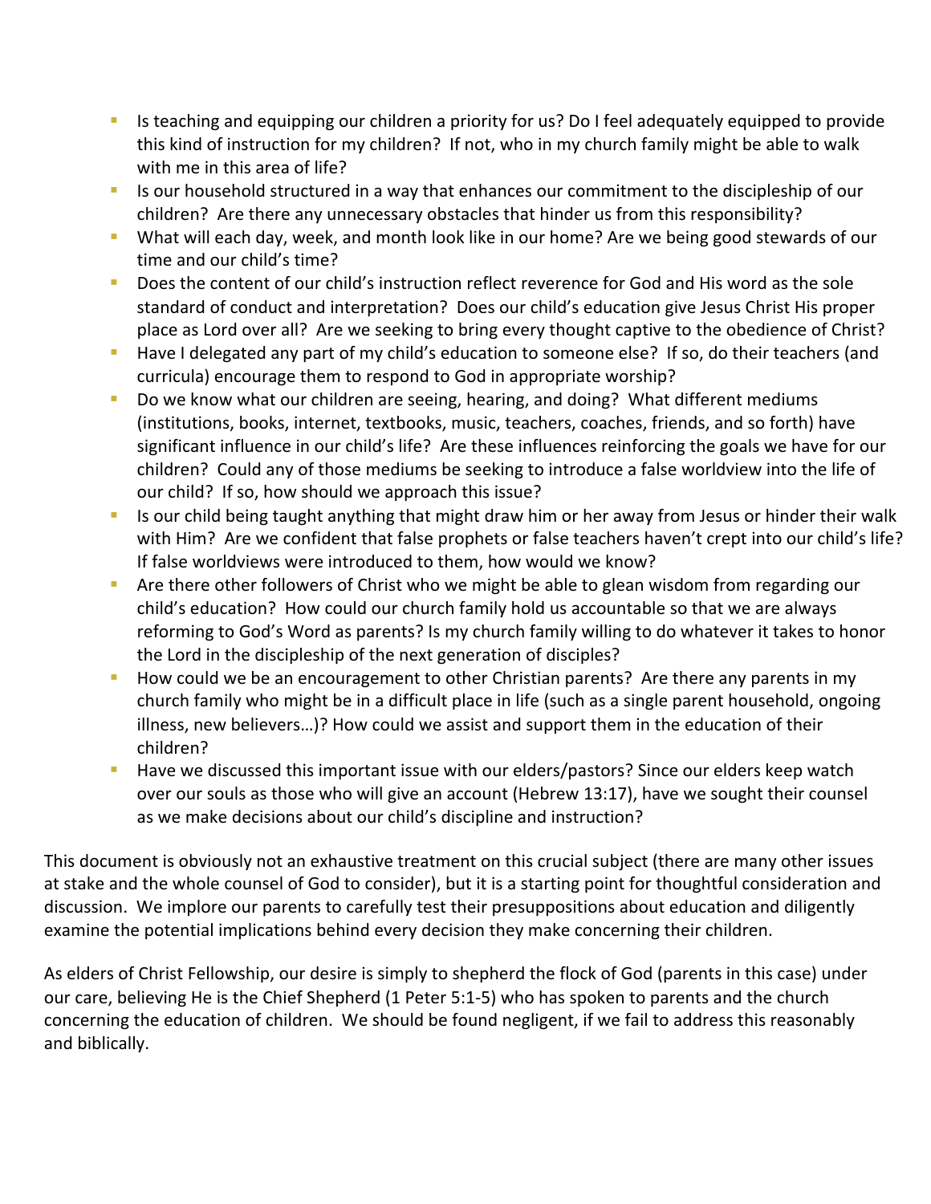- Is teaching and equipping our children a priority for us? Do I feel adequately equipped to provide this kind of instruction for my children? If not, who in my church family might be able to walk with me in this area of life?
- Is our household structured in a way that enhances our commitment to the discipleship of our children? Are there any unnecessary obstacles that hinder us from this responsibility?
- What will each day, week, and month look like in our home? Are we being good stewards of our time and our child's time?
- Does the content of our child's instruction reflect reverence for God and His word as the sole standard of conduct and interpretation? Does our child's education give Jesus Christ His proper place as Lord over all? Are we seeking to bring every thought captive to the obedience of Christ?
- Have I delegated any part of my child's education to someone else? If so, do their teachers (and curricula) encourage them to respond to God in appropriate worship?
- Do we know what our children are seeing, hearing, and doing? What different mediums (institutions, books, internet, textbooks, music, teachers, coaches, friends, and so forth) have significant influence in our child's life? Are these influences reinforcing the goals we have for our children? Could any of those mediums be seeking to introduce a false worldview into the life of our child? If so, how should we approach this issue?
- Is our child being taught anything that might draw him or her away from Jesus or hinder their walk with Him? Are we confident that false prophets or false teachers haven't crept into our child's life? If false worldviews were introduced to them, how would we know?
- Are there other followers of Christ who we might be able to glean wisdom from regarding our child's education? How could our church family hold us accountable so that we are always reforming to God's Word as parents? Is my church family willing to do whatever it takes to honor the Lord in the discipleship of the next generation of disciples?
- How could we be an encouragement to other Christian parents? Are there any parents in my church family who might be in a difficult place in life (such as a single parent household, ongoing illness, new believers…)? How could we assist and support them in the education of their children?
- Have we discussed this important issue with our elders/pastors? Since our elders keep watch over our souls as those who will give an account (Hebrew 13:17), have we sought their counsel as we make decisions about our child's discipline and instruction?

This document is obviously not an exhaustive treatment on this crucial subject (there are many other issues at stake and the whole counsel of God to consider), but it is a starting point for thoughtful consideration and discussion. We implore our parents to carefully test their presuppositions about education and diligently examine the potential implications behind every decision they make concerning their children.

As elders of Christ Fellowship, our desire is simply to shepherd the flock of God (parents in this case) under our care, believing He is the Chief Shepherd (1 Peter 5:1-5) who has spoken to parents and the church concerning the education of children. We should be found negligent, if we fail to address this reasonably and biblically.